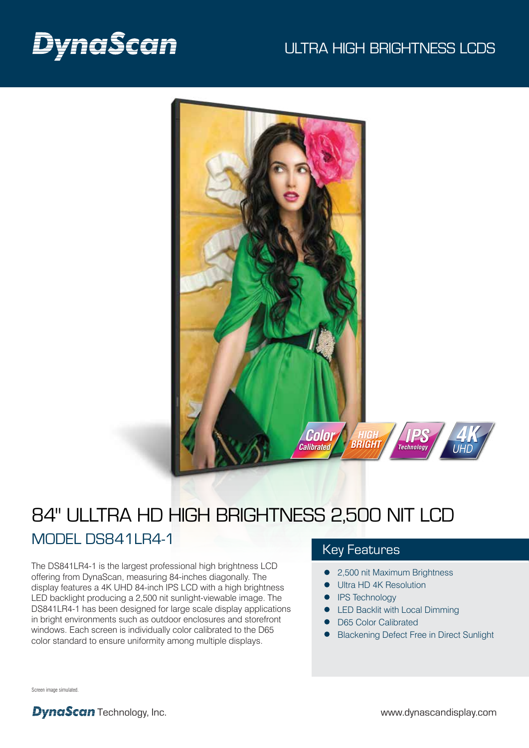# DynaScan

ULTRA HIGH BRIGHTNESS LCDS

# 84" ULLTRA HD HIGH BRIGHTNESS 2,500 NIT LCD

## MODEL DS841LR4-1

The DS841LR4-1 is the largest professional high brightness LCD offering from DynaScan, measuring 84-inches diagonally. The display features a 4K UHD 84-inch IPS LCD with a high brightness LED backlight producing a 2,500 nit sunlight-viewable image. The DS841LR4-1 has been designed for large scale display applications in bright environments such as outdoor enclosures and storefront windows. Each screen is individually color calibrated to the D65 color standard to ensure uniformity among multiple displays.

## Key Features

- 2,500 nit Maximum Brightness
- Ultra HD 4K Resolution
- IPS Technology
- LED Backlit with Local Dimming
- D65 Color Calibrated
- Blackening Defect Free in Direct Sunlight

Screen image simulated.

DynaScan Technology, Inc.

www.dynascandisplay.com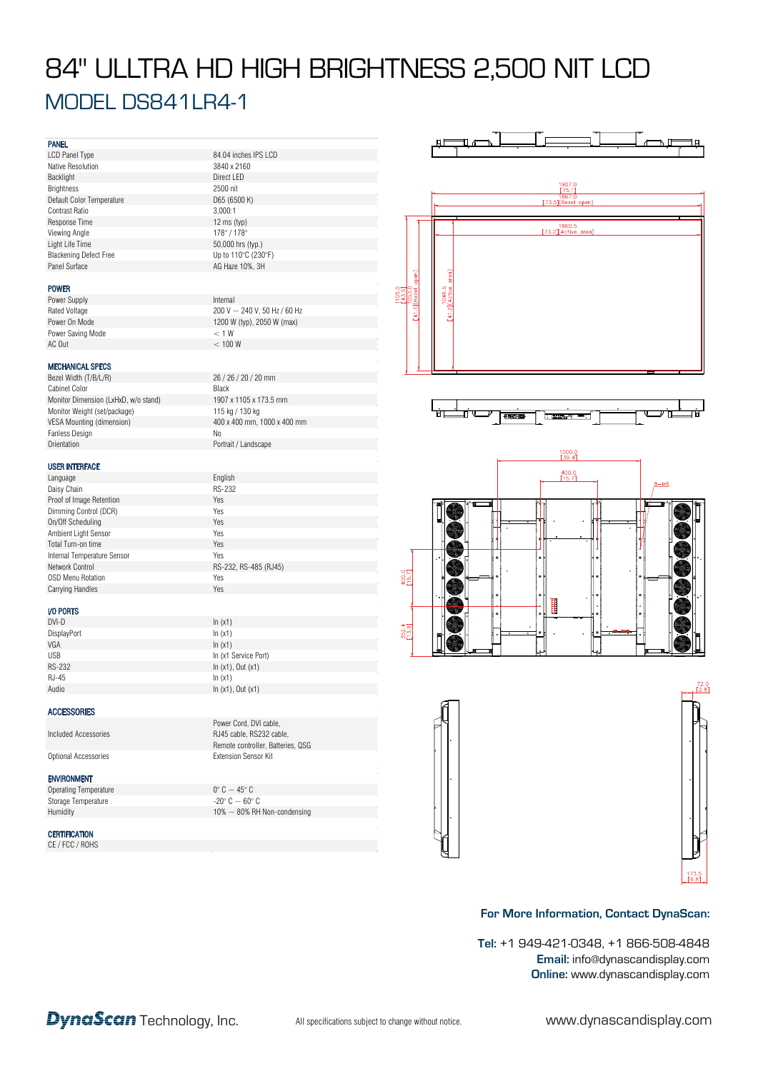# 84" ULLTRA HD HIGH BRIGHTNESS 2,500 NIT LCD

## MODEL DS841LR4-1

| PANEL | |
|---|---|
| LCD Panel Type | 84.04 inches IPS LCD |
| Native Resolution | 3840 x 2160 |
| Backlight | Direct LED |
| Brightness | 2500 nit |
| Default Color Temperature | D65 (6500 K) |
| Contrast Ratio | 3,000:1 |
| Response Time | 12 ms (typ) |
| Viewing Angle | 178° / 178° |
| Light Life Time | 50,000 hrs (typ.) |
| Blackening Defect Free | Up to 110°C (230°F) |
| Panel Surface | AG Haze 10%, 3H |

| POWER | |
|---|---|
| Power Supply | Internal |
| Rated Voltage | 200 V — 240 V, 50 Hz / 60 Hz |
| Power On Mode | 1200 W (typ), 2050 W (max) |
| Power Saving Mode | < 1 W |
| AC Out | < 100 W |

| MECHANICAL SPECS | |
|---|---|
| Bezel Width (T/B/L/R) | 26 / 26 / 20 / 20 mm |
| Cabinet Color | Black |
| Monitor Dimension (LxHxD, w/o stand) | 1907 x 1105 x 173.5 mm |
| Monitor Weight (set/package) | 115 kg / 130 kg |
| VESA Mounting (dimension) | 400 x 400 mm, 1000 x 400 mm |
| Fanless Design | No |
| Orientation | Portrait / Landscape |

| USER INTERFACE | |
|---|---|
| Language | English |
| Daisy Chain | RS-232 |
| Proof of Image Retention | Yes |
| Dimming Control (DCR) | Yes |
| On/Off Scheduling | Yes |
| Ambient Light Sensor | Yes |
| Total Turn-on time | Yes |
| Internal Temperature Sensor | Yes |
| Network Control | RS-232, RS-485 (RJ45) |
| OSD Menu Rotation | Yes |
| Carrying Handles | Yes |

| I/O PORTS | |
|---|---|
| DVI-D | In (x1) |
| DisplayPort | In (x1) |
| VGA | In (x1) |
| USB | In (x1 Service Port) |
| RS-232 | In (x1), Out (x1) |
| RJ-45 | In (x1) |
| Audio | In (x1), Out (x1) |

| ACCESSORIES | |
|---|---|
| Included Accessories | Power Cord, DVI cable, RJ45 cable, RS232 cable, Remote controller, Batteries, QSG |
| Optional Accessories | Extension Sensor Kit |

| ENVIRONMENT | |
|---|---|
| Operating Temperature | 0° C — 45° C |
| Storage Temperature | -20° C — 60° C |
| Humidity | 10% — 80% RH Non-condensing |

| CERTIFICATION | |
|---|---|
| CE / FCC / ROHS | |

1907.0
[75.1]
1867.0
[73.5](Bezel open)
1860.5
[73.2](Active area)
1105.0
[43.5]
1053.0
[41.5](Bezel open)
1046.5
[41.2](Active area)
1000.0
[39.4]
400.0
[15.7]
8—M6
400.0
[15.7]
352.4
[13.9]
72.0
[2.8]
173.5
[6.8]

**For More Information, Contact DynaScan:**

**Tel:** +1 949-421-0348, +1 866-508-4848
**Email:** info@dynascandisplay.com
**Online:** www.dynascandisplay.com

**DynaScan** Technology, Inc.

All specifications subject to change without notice.

www.dynascandisplay.com